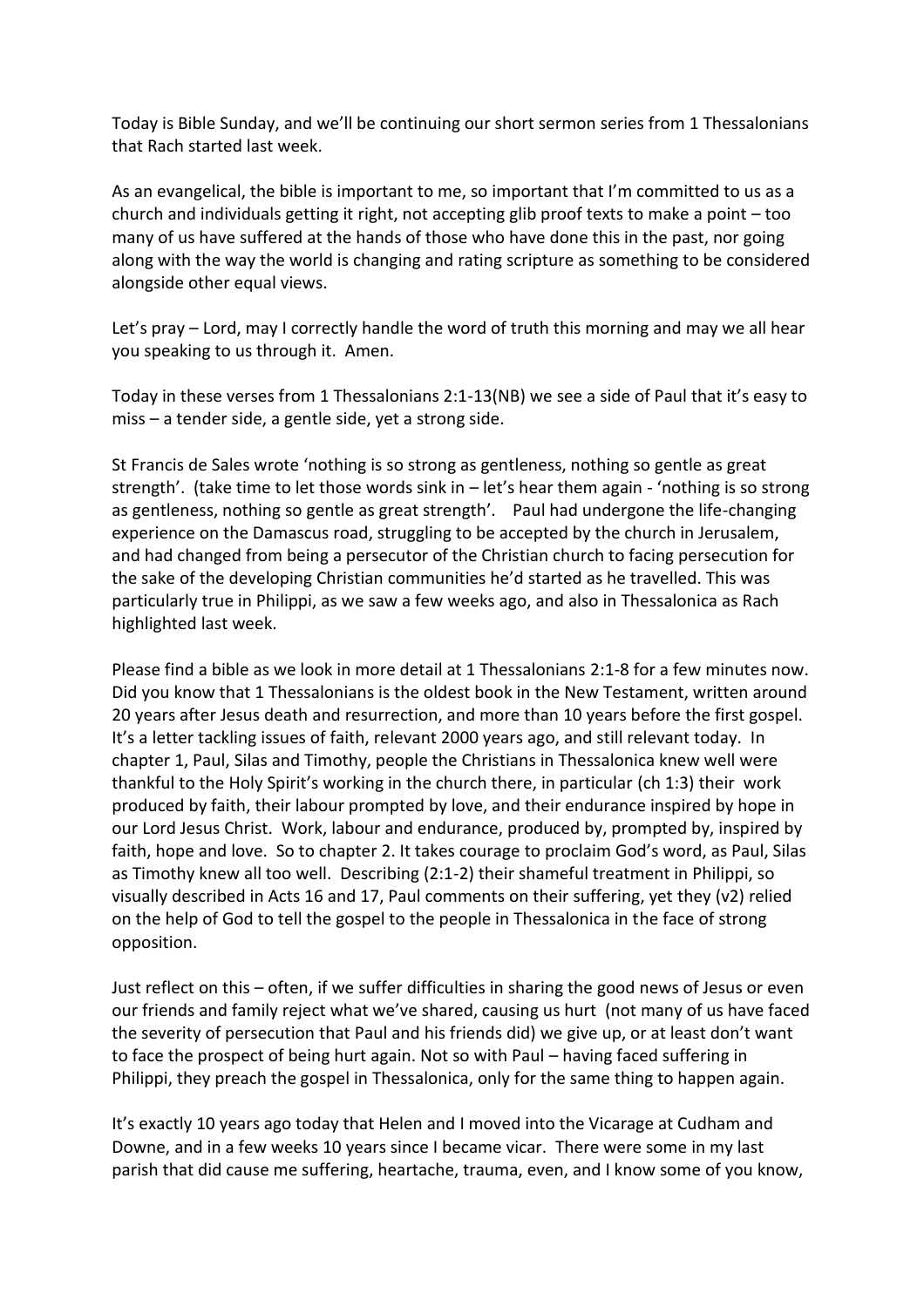Today is Bible Sunday, and we'll be continuing our short sermon series from 1 Thessalonians that Rach started last week.

As an evangelical, the bible is important to me, so important that I'm committed to us as a church and individuals getting it right, not accepting glib proof texts to make a point – too many of us have suffered at the hands of those who have done this in the past, nor going along with the way the world is changing and rating scripture as something to be considered alongside other equal views.

Let's pray – Lord, may I correctly handle the word of truth this morning and may we all hear you speaking to us through it. Amen.

Today in these verses from 1 Thessalonians 2:1-13(NB) we see a side of Paul that it's easy to miss – a tender side, a gentle side, yet a strong side.

St Francis de Sales wrote 'nothing is so strong as gentleness, nothing so gentle as great strength'. (take time to let those words sink in – let's hear them again - 'nothing is so strong as gentleness, nothing so gentle as great strength'. Paul had undergone the life-changing experience on the Damascus road, struggling to be accepted by the church in Jerusalem, and had changed from being a persecutor of the Christian church to facing persecution for the sake of the developing Christian communities he'd started as he travelled. This was particularly true in Philippi, as we saw a few weeks ago, and also in Thessalonica as Rach highlighted last week.

Please find a bible as we look in more detail at 1 Thessalonians 2:1-8 for a few minutes now. Did you know that 1 Thessalonians is the oldest book in the New Testament, written around 20 years after Jesus death and resurrection, and more than 10 years before the first gospel. It's a letter tackling issues of faith, relevant 2000 years ago, and still relevant today. In chapter 1, Paul, Silas and Timothy, people the Christians in Thessalonica knew well were thankful to the Holy Spirit's working in the church there, in particular (ch 1:3) their work produced by faith, their labour prompted by love, and their endurance inspired by hope in our Lord Jesus Christ. Work, labour and endurance, produced by, prompted by, inspired by faith, hope and love. So to chapter 2. It takes courage to proclaim God's word, as Paul, Silas as Timothy knew all too well. Describing (2:1-2) their shameful treatment in Philippi, so visually described in Acts 16 and 17, Paul comments on their suffering, yet they (v2) relied on the help of God to tell the gospel to the people in Thessalonica in the face of strong opposition.

Just reflect on this – often, if we suffer difficulties in sharing the good news of Jesus or even our friends and family reject what we've shared, causing us hurt (not many of us have faced the severity of persecution that Paul and his friends did) we give up, or at least don't want to face the prospect of being hurt again. Not so with Paul – having faced suffering in Philippi, they preach the gospel in Thessalonica, only for the same thing to happen again.

It's exactly 10 years ago today that Helen and I moved into the Vicarage at Cudham and Downe, and in a few weeks 10 years since I became vicar. There were some in my last parish that did cause me suffering, heartache, trauma, even, and I know some of you know,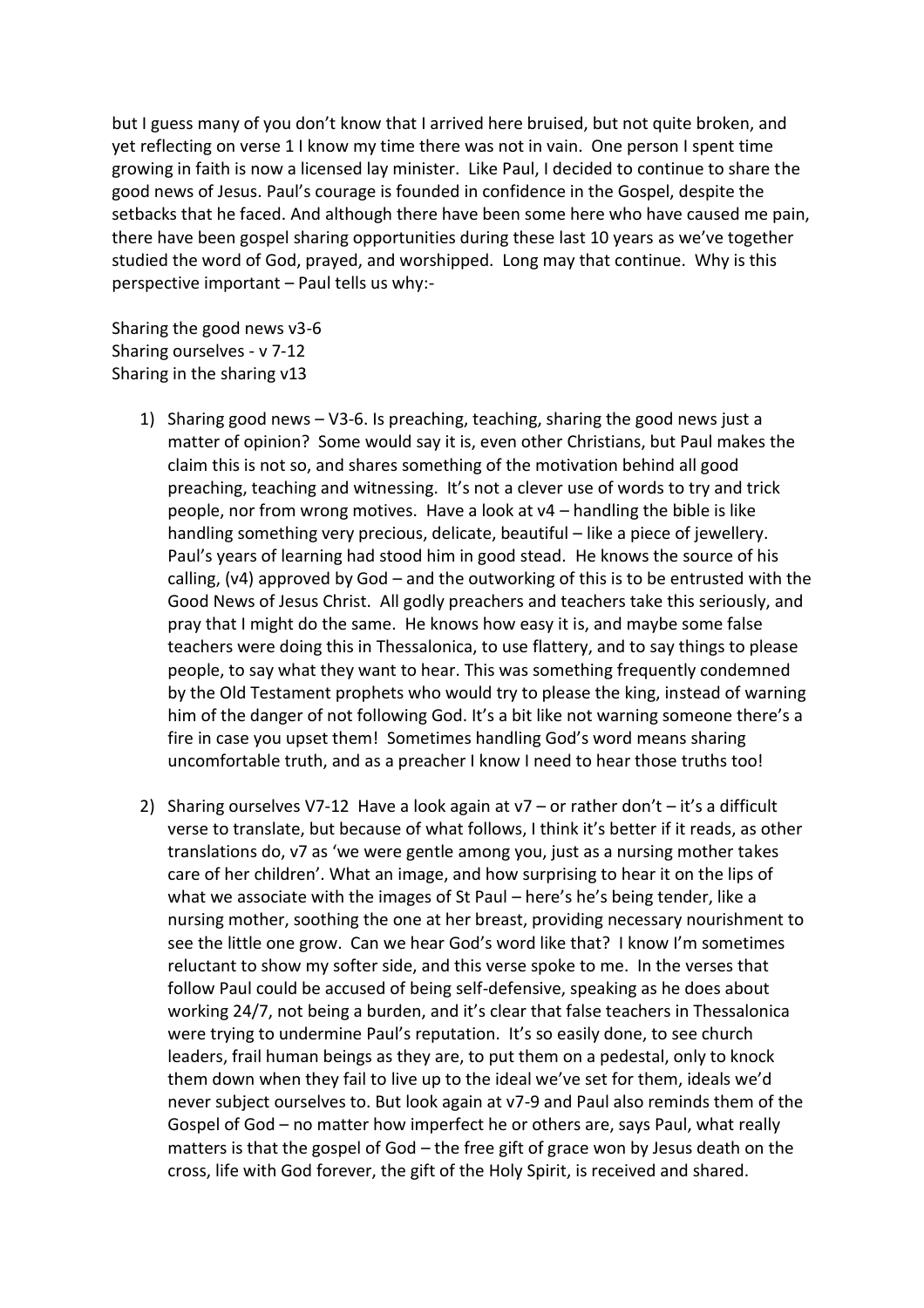but I guess many of you don't know that I arrived here bruised, but not quite broken, and yet reflecting on verse 1 I know my time there was not in vain. One person I spent time growing in faith is now a licensed lay minister. Like Paul, I decided to continue to share the good news of Jesus. Paul's courage is founded in confidence in the Gospel, despite the setbacks that he faced. And although there have been some here who have caused me pain, there have been gospel sharing opportunities during these last 10 years as we've together studied the word of God, prayed, and worshipped. Long may that continue. Why is this perspective important – Paul tells us why:-

Sharing the good news v3-6
Sharing ourselves - v 7-12
Sharing in the sharing v13

1) Sharing good news – V3-6. Is preaching, teaching, sharing the good news just a matter of opinion? Some would say it is, even other Christians, but Paul makes the claim this is not so, and shares something of the motivation behind all good preaching, teaching and witnessing. It's not a clever use of words to try and trick people, nor from wrong motives. Have a look at v4 – handling the bible is like handling something very precious, delicate, beautiful – like a piece of jewellery. Paul's years of learning had stood him in good stead. He knows the source of his calling, (v4) approved by God – and the outworking of this is to be entrusted with the Good News of Jesus Christ. All godly preachers and teachers take this seriously, and pray that I might do the same. He knows how easy it is, and maybe some false teachers were doing this in Thessalonica, to use flattery, and to say things to please people, to say what they want to hear. This was something frequently condemned by the Old Testament prophets who would try to please the king, instead of warning him of the danger of not following God. It's a bit like not warning someone there's a fire in case you upset them! Sometimes handling God's word means sharing uncomfortable truth, and as a preacher I know I need to hear those truths too!

2) Sharing ourselves V7-12 Have a look again at v7 – or rather don't – it's a difficult verse to translate, but because of what follows, I think it's better if it reads, as other translations do, v7 as 'we were gentle among you, just as a nursing mother takes care of her children'. What an image, and how surprising to hear it on the lips of what we associate with the images of St Paul – here's he's being tender, like a nursing mother, soothing the one at her breast, providing necessary nourishment to see the little one grow. Can we hear God's word like that? I know I'm sometimes reluctant to show my softer side, and this verse spoke to me. In the verses that follow Paul could be accused of being self-defensive, speaking as he does about working 24/7, not being a burden, and it's clear that false teachers in Thessalonica were trying to undermine Paul's reputation. It's so easily done, to see church leaders, frail human beings as they are, to put them on a pedestal, only to knock them down when they fail to live up to the ideal we've set for them, ideals we'd never subject ourselves to. But look again at v7-9 and Paul also reminds them of the Gospel of God – no matter how imperfect he or others are, says Paul, what really matters is that the gospel of God – the free gift of grace won by Jesus death on the cross, life with God forever, the gift of the Holy Spirit, is received and shared.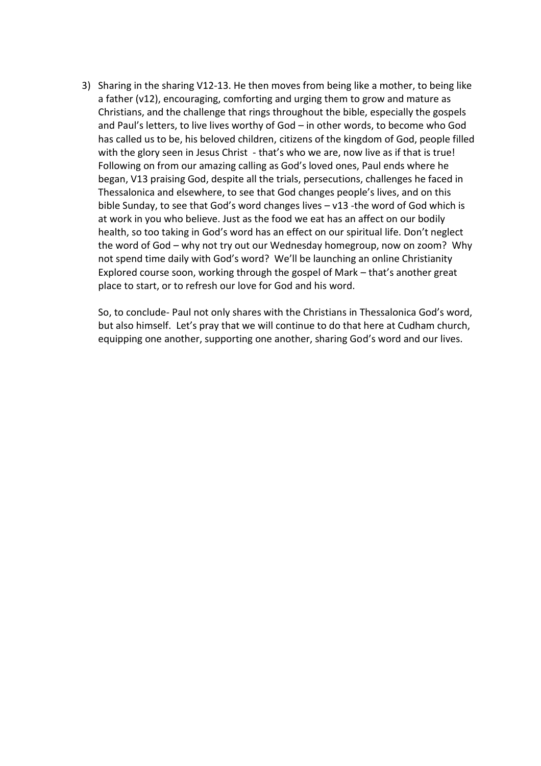3) Sharing in the sharing V12-13. He then moves from being like a mother, to being like a father (v12), encouraging, comforting and urging them to grow and mature as Christians, and the challenge that rings throughout the bible, especially the gospels and Paul's letters, to live lives worthy of God – in other words, to become who God has called us to be, his beloved children, citizens of the kingdom of God, people filled with the glory seen in Jesus Christ - that's who we are, now live as if that is true! Following on from our amazing calling as God's loved ones, Paul ends where he began, V13 praising God, despite all the trials, persecutions, challenges he faced in Thessalonica and elsewhere, to see that God changes people's lives, and on this bible Sunday, to see that God's word changes lives – v13 -the word of God which is at work in you who believe. Just as the food we eat has an affect on our bodily health, so too taking in God's word has an effect on our spiritual life. Don't neglect the word of God – why not try out our Wednesday homegroup, now on zoom? Why not spend time daily with God's word? We'll be launching an online Christianity Explored course soon, working through the gospel of Mark – that's another great place to start, or to refresh our love for God and his word.

   So, to conclude- Paul not only shares with the Christians in Thessalonica God's word, but also himself. Let's pray that we will continue to do that here at Cudham church, equipping one another, supporting one another, sharing God's word and our lives.